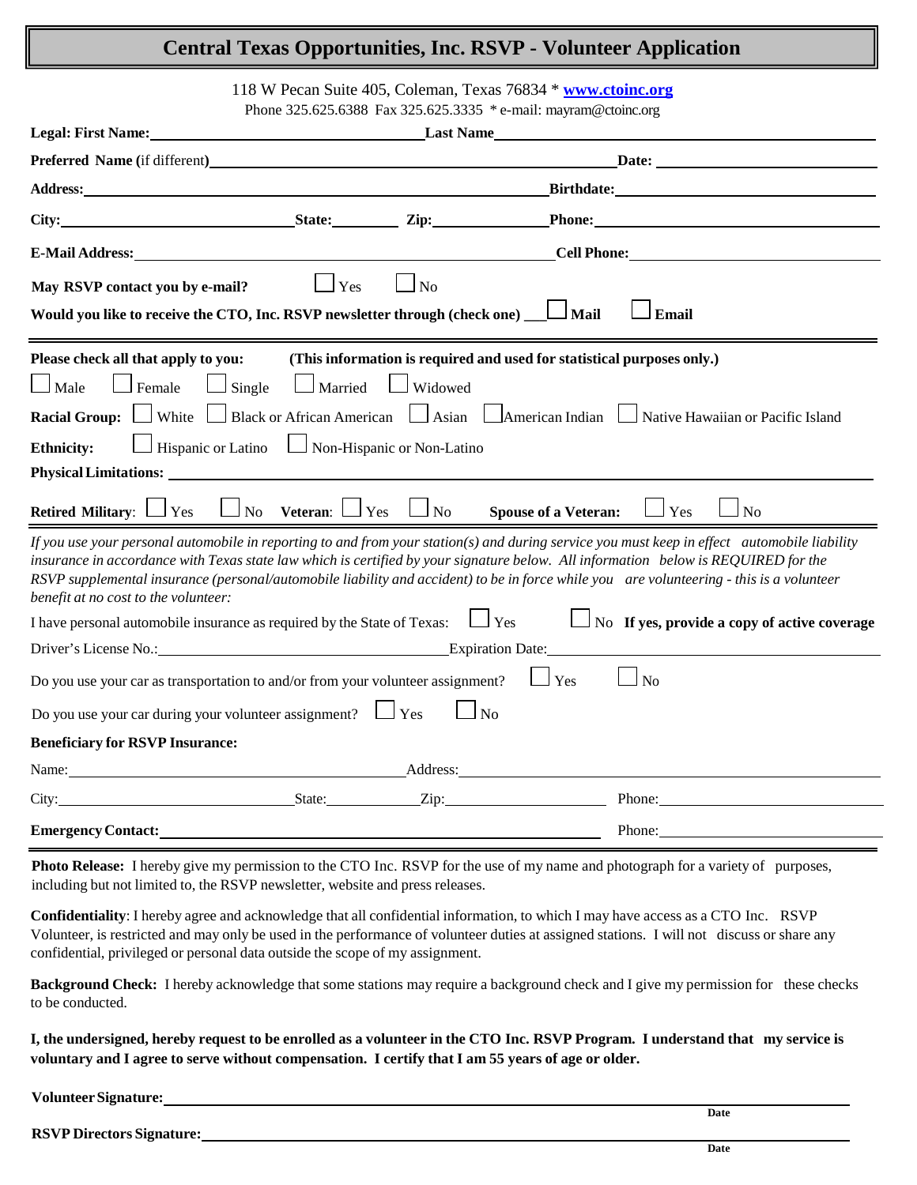# Central Texas Opportunities, Inc. RSVP - Volunteer Application

118 W Pecan Suite 405, Coleman, Texas 76834 * **www.ctoinc.org**
Phone 325.625.6388 Fax 325.625.3335 * e-mail: mayram@ctoinc.org

**Legal: First Name:** ____________________ **Last Name** ____________________

**Preferred Name** (if different) ____________________ **Date:** ____________________

**Address:** ____________________ **Birthdate:** ____________________

**City:** ____________ **State:** ________ **Zip:** ________ **Phone:** ____________________

**E-Mail Address:** ____________________ **Cell Phone:** ____________________

**May RSVP contact you by e-mail?** ☐ Yes ☐ No

**Would you like to receive the CTO, Inc. RSVP newsletter through (check one)** ___☐ **Mail** ☐ **Email**

---

**Please check all that apply to you:** **(This information is required and used for statistical purposes only.)**

☐ Male ☐ Female ☐ Single ☐ Married ☐ Widowed

**Racial Group:** ☐ White ☐ Black or African American ☐ Asian ☐ American Indian ☐ Native Hawaiian or Pacific Island

**Ethnicity:** ☐ Hispanic or Latino ☐ Non-Hispanic or Non-Latino

**Physical Limitations:** ____________________

**Retired Military:** ☐ Yes ☐ No **Veteran:** ☐ Yes ☐ No **Spouse of a Veteran:** ☐ Yes ☐ No

---

*If you use your personal automobile in reporting to and from your station(s) and during service you must keep in effect automobile liability insurance in accordance with Texas state law which is certified by your signature below. All information below is REQUIRED for the RSVP supplemental insurance (personal/automobile liability and accident) to be in force while you are volunteering - this is a volunteer benefit at no cost to the volunteer:*

I have personal automobile insurance as required by the State of Texas: ☐ Yes ☐ No **If yes, provide a copy of active coverage**

Driver's License No.: ____________________ Expiration Date: ____________________

Do you use your car as transportation to and/or from your volunteer assignment? ☐ Yes ☐ No

Do you use your car during your volunteer assignment? ☐ Yes ☐ No

**Beneficiary for RSVP Insurance:**

Name: ____________________ Address: ____________________

City: ____________ State: ________ Zip: ________ Phone: ____________________

**Emergency Contact:** ____________________ Phone: ____________________

---

**Photo Release:** I hereby give my permission to the CTO Inc. RSVP for the use of my name and photograph for a variety of purposes, including but not limited to, the RSVP newsletter, website and press releases.

**Confidentiality**: I hereby agree and acknowledge that all confidential information, to which I may have access as a CTO Inc. RSVP Volunteer, is restricted and may only be used in the performance of volunteer duties at assigned stations. I will not discuss or share any confidential, privileged or personal data outside the scope of my assignment.

**Background Check:** I hereby acknowledge that some stations may require a background check and I give my permission for these checks to be conducted.

**I, the undersigned, hereby request to be enrolled as a volunteer in the CTO Inc. RSVP Program. I understand that my service is voluntary and I agree to serve without compensation. I certify that I am 55 years of age or older.**

**Volunteer Signature:** ____________________
**Date**

**RSVP Directors Signature:** ____________________
**Date**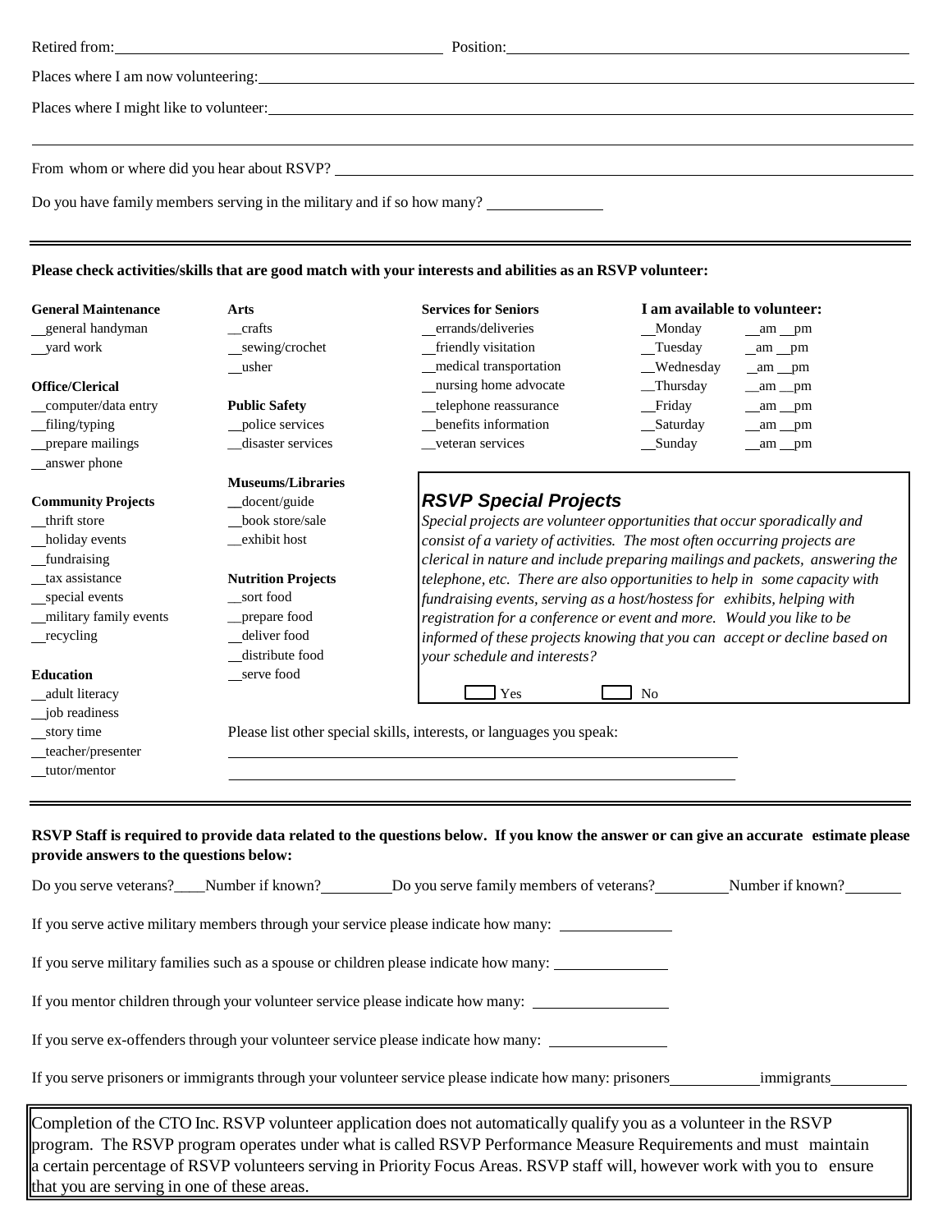Retired from: ____________________ Position: ____________________

Places where I am now volunteering: ____________________

Places where I might like to volunteer: ____________________

____________________

From whom or where did you hear about RSVP? ____________________

Do you have family members serving in the military and if so how many? ____________________

---

**Please check activities/skills that are good match with your interests and abilities as an RSVP volunteer:**

**General Maintenance**
- __general handyman
- __yard work

**Office/Clerical**
- __computer/data entry
- __filing/typing
- __prepare mailings
- __answer phone

**Community Projects**
- __thrift store
- __holiday events
- __fundraising
- __tax assistance
- __special events
- __military family events
- __recycling

**Education**
- __adult literacy
- __job readiness
- __story time
- __teacher/presenter
- __tutor/mentor

**Arts**
- __crafts
- __sewing/crochet
- __usher

**Public Safety**
- __police services
- __disaster services

**Museums/Libraries**
- __docent/guide
- __book store/sale
- __exhibit host

**Nutrition Projects**
- __sort food
- __prepare food
- __deliver food
- __distribute food
- __serve food

**Services for Seniors**
- __errands/deliveries
- __friendly visitation
- __medical transportation
- __nursing home advocate
- __telephone reassurance
- __benefits information
- __veteran services

**I am available to volunteer:**

| | |
|---|---|
| __Monday | __am __pm |
| __Tuesday | __am __pm |
| __Wednesday | __am __pm |
| __Thursday | __am __pm |
| __Friday | __am __pm |
| __Saturday | __am __pm |
| __Sunday | __am __pm |

### *RSVP Special Projects*

*Special projects are volunteer opportunities that occur sporadically and consist of a variety of activities. The most often occurring projects are clerical in nature and include preparing mailings and packets, answering the telephone, etc. There are also opportunities to help in some capacity with fundraising events, serving as a host/hostess for exhibits, helping with registration for a conference or event and more. Would you like to be informed of these projects knowing that you can accept or decline based on your schedule and interests?*

☐ Yes ☐ No

Please list other special skills, interests, or languages you speak:

____________________

____________________

---

**RSVP Staff is required to provide data related to the questions below. If you know the answer or can give an accurate estimate please provide answers to the questions below:**

Do you serve veterans?____Number if known?__________Do you serve family members of veterans?__________Number if known?__________

If you serve active military members through your service please indicate how many: ____________________

If you serve military families such as a spouse or children please indicate how many: ____________________

If you mentor children through your volunteer service please indicate how many: ____________________

If you serve ex-offenders through your volunteer service please indicate how many: ____________________

If you serve prisoners or immigrants through your volunteer service please indicate how many: prisoners__________immigrants__________

Completion of the CTO Inc. RSVP volunteer application does not automatically qualify you as a volunteer in the RSVP program. The RSVP program operates under what is called RSVP Performance Measure Requirements and must maintain a certain percentage of RSVP volunteers serving in Priority Focus Areas. RSVP staff will, however work with you to ensure that you are serving in one of these areas.